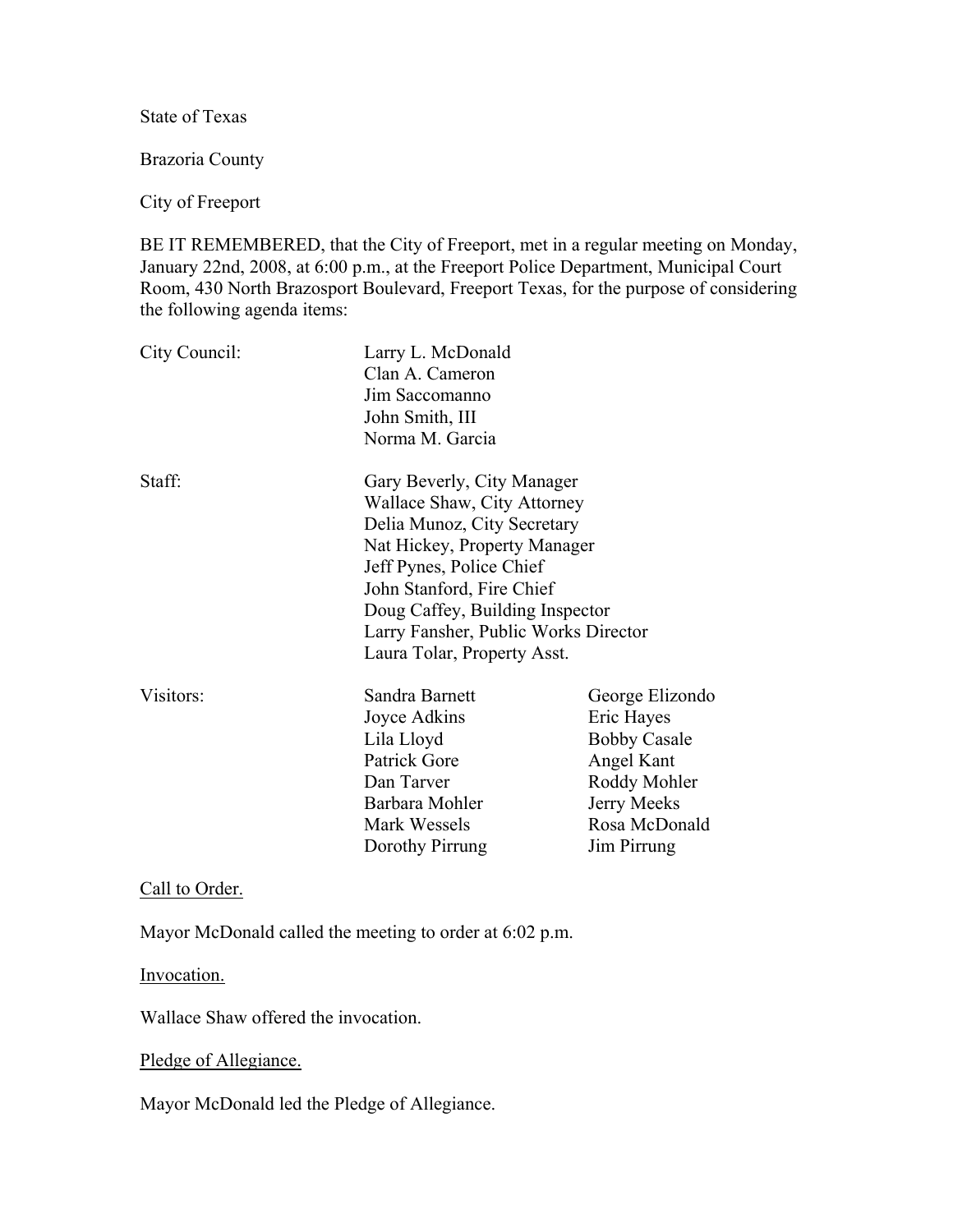State of Texas

Brazoria County

City of Freeport

BE IT REMEMBERED, that the City of Freeport, met in a regular meeting on Monday, January 22nd, 2008, at 6:00 p.m., at the Freeport Police Department, Municipal Court Room, 430 North Brazosport Boulevard, Freeport Texas, for the purpose of considering the following agenda items:

| | | |
|---|---|---|
| City Council: | Larry L. McDonald | |
| | Clan A. Cameron | |
| | Jim Saccomanno | |
| | John Smith, III | |
| | Norma M. Garcia | |
| Staff: | Gary Beverly, City Manager | |
| | Wallace Shaw, City Attorney | |
| | Delia Munoz, City Secretary | |
| | Nat Hickey, Property Manager | |
| | Jeff Pynes, Police Chief | |
| | John Stanford, Fire Chief | |
| | Doug Caffey, Building Inspector | |
| | Larry Fansher, Public Works Director | |
| | Laura Tolar, Property Asst. | |
| Visitors: | Sandra Barnett | George Elizondo |
| | Joyce Adkins | Eric Hayes |
| | Lila Lloyd | Bobby Casale |
| | Patrick Gore | Angel Kant |
| | Dan Tarver | Roddy Mohler |
| | Barbara Mohler | Jerry Meeks |
| | Mark Wessels | Rosa McDonald |
| | Dorothy Pirrung | Jim Pirrung |

Call to Order.

Mayor McDonald called the meeting to order at 6:02 p.m.

Invocation.

Wallace Shaw offered the invocation.

Pledge of Allegiance.

Mayor McDonald led the Pledge of Allegiance.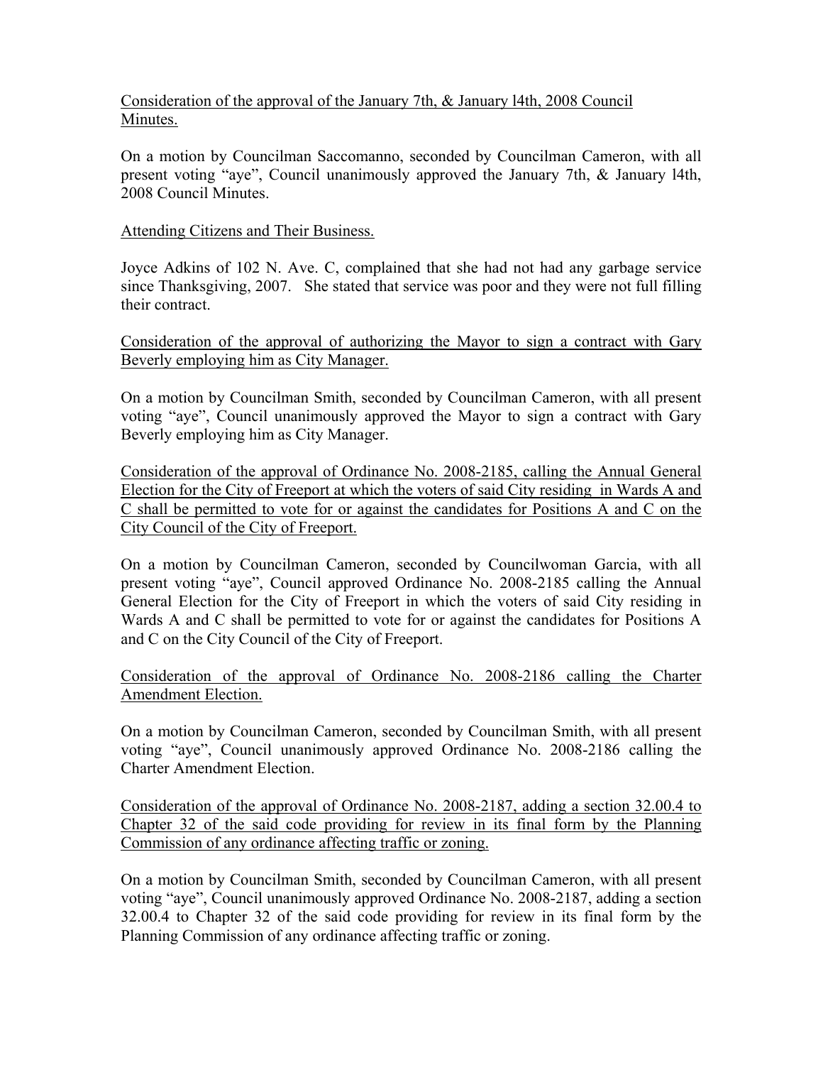<u>Consideration of the approval of the January 7th, & January l4th, 2008 Council Minutes.</u>

On a motion by Councilman Saccomanno, seconded by Councilman Cameron, with all present voting "aye", Council unanimously approved the January 7th, & January l4th, 2008 Council Minutes.

<u>Attending Citizens and Their Business.</u>

Joyce Adkins of 102 N. Ave. C, complained that she had not had any garbage service since Thanksgiving, 2007. She stated that service was poor and they were not full filling their contract.

<u>Consideration of the approval of authorizing the Mayor to sign a contract with Gary Beverly employing him as City Manager.</u>

On a motion by Councilman Smith, seconded by Councilman Cameron, with all present voting "aye", Council unanimously approved the Mayor to sign a contract with Gary Beverly employing him as City Manager.

<u>Consideration of the approval of Ordinance No. 2008-2185, calling the Annual General Election for the City of Freeport at which the voters of said City residing in Wards A and C shall be permitted to vote for or against the candidates for Positions A and C on the City Council of the City of Freeport.</u>

On a motion by Councilman Cameron, seconded by Councilwoman Garcia, with all present voting "aye", Council approved Ordinance No. 2008-2185 calling the Annual General Election for the City of Freeport in which the voters of said City residing in Wards A and C shall be permitted to vote for or against the candidates for Positions A and C on the City Council of the City of Freeport.

<u>Consideration of the approval of Ordinance No. 2008-2186 calling the Charter Amendment Election.</u>

On a motion by Councilman Cameron, seconded by Councilman Smith, with all present voting "aye", Council unanimously approved Ordinance No. 2008-2186 calling the Charter Amendment Election.

<u>Consideration of the approval of Ordinance No. 2008-2187, adding a section 32.00.4 to Chapter 32 of the said code providing for review in its final form by the Planning Commission of any ordinance affecting traffic or zoning.</u>

On a motion by Councilman Smith, seconded by Councilman Cameron, with all present voting "aye", Council unanimously approved Ordinance No. 2008-2187, adding a section 32.00.4 to Chapter 32 of the said code providing for review in its final form by the Planning Commission of any ordinance affecting traffic or zoning.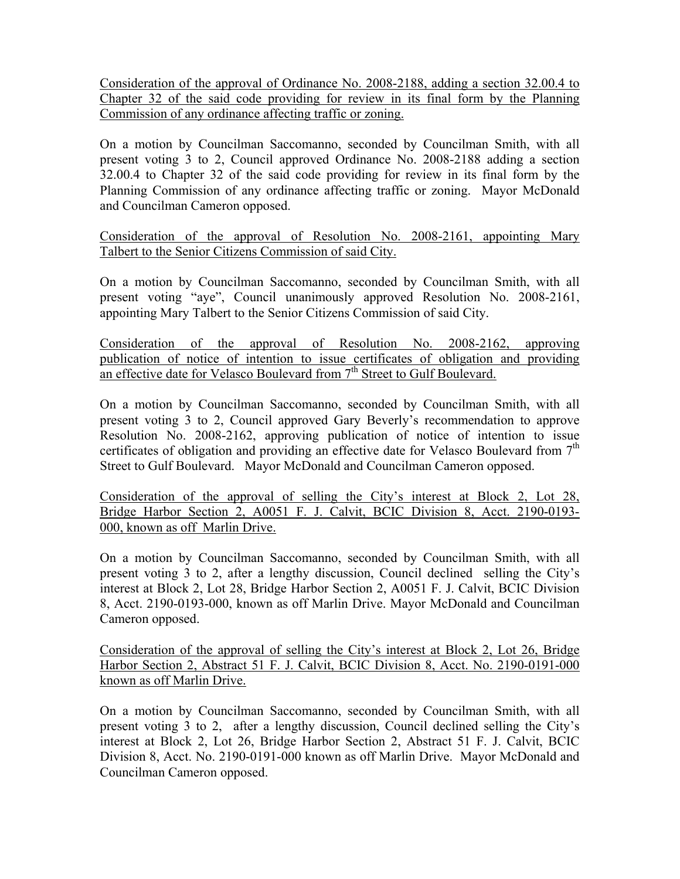Consideration of the approval of Ordinance No. 2008-2188, adding a section 32.00.4 to Chapter 32 of the said code providing for review in its final form by the Planning Commission of any ordinance affecting traffic or zoning.

On a motion by Councilman Saccomanno, seconded by Councilman Smith, with all present voting 3 to 2, Council approved Ordinance No. 2008-2188 adding a section 32.00.4 to Chapter 32 of the said code providing for review in its final form by the Planning Commission of any ordinance affecting traffic or zoning. Mayor McDonald and Councilman Cameron opposed.

Consideration of the approval of Resolution No. 2008-2161, appointing Mary Talbert to the Senior Citizens Commission of said City.

On a motion by Councilman Saccomanno, seconded by Councilman Smith, with all present voting "aye", Council unanimously approved Resolution No. 2008-2161, appointing Mary Talbert to the Senior Citizens Commission of said City.

Consideration of the approval of Resolution No. 2008-2162, approving publication of notice of intention to issue certificates of obligation and providing an effective date for Velasco Boulevard from 7th Street to Gulf Boulevard.

On a motion by Councilman Saccomanno, seconded by Councilman Smith, with all present voting 3 to 2, Council approved Gary Beverly's recommendation to approve Resolution No. 2008-2162, approving publication of notice of intention to issue certificates of obligation and providing an effective date for Velasco Boulevard from 7th Street to Gulf Boulevard. Mayor McDonald and Councilman Cameron opposed.

Consideration of the approval of selling the City's interest at Block 2, Lot 28, Bridge Harbor Section 2, A0051 F. J. Calvit, BCIC Division 8, Acct. 2190-0193-000, known as off Marlin Drive.

On a motion by Councilman Saccomanno, seconded by Councilman Smith, with all present voting 3 to 2, after a lengthy discussion, Council declined selling the City's interest at Block 2, Lot 28, Bridge Harbor Section 2, A0051 F. J. Calvit, BCIC Division 8, Acct. 2190-0193-000, known as off Marlin Drive. Mayor McDonald and Councilman Cameron opposed.

Consideration of the approval of selling the City's interest at Block 2, Lot 26, Bridge Harbor Section 2, Abstract 51 F. J. Calvit, BCIC Division 8, Acct. No. 2190-0191-000 known as off Marlin Drive.

On a motion by Councilman Saccomanno, seconded by Councilman Smith, with all present voting 3 to 2, after a lengthy discussion, Council declined selling the City's interest at Block 2, Lot 26, Bridge Harbor Section 2, Abstract 51 F. J. Calvit, BCIC Division 8, Acct. No. 2190-0191-000 known as off Marlin Drive. Mayor McDonald and Councilman Cameron opposed.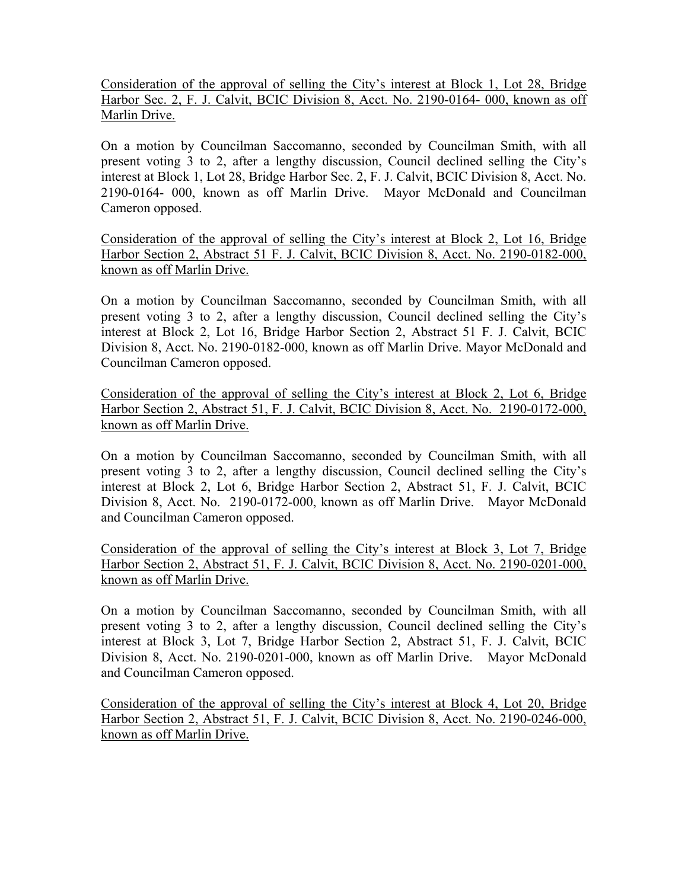Consideration of the approval of selling the City's interest at Block 1, Lot 28, Bridge Harbor Sec. 2, F. J. Calvit, BCIC Division 8, Acct. No. 2190-0164- 000, known as off Marlin Drive.

On a motion by Councilman Saccomanno, seconded by Councilman Smith, with all present voting 3 to 2, after a lengthy discussion, Council declined selling the City's interest at Block 1, Lot 28, Bridge Harbor Sec. 2, F. J. Calvit, BCIC Division 8, Acct. No. 2190-0164- 000, known as off Marlin Drive. Mayor McDonald and Councilman Cameron opposed.

Consideration of the approval of selling the City's interest at Block 2, Lot 16, Bridge Harbor Section 2, Abstract 51 F. J. Calvit, BCIC Division 8, Acct. No. 2190-0182-000, known as off Marlin Drive.

On a motion by Councilman Saccomanno, seconded by Councilman Smith, with all present voting 3 to 2, after a lengthy discussion, Council declined selling the City's interest at Block 2, Lot 16, Bridge Harbor Section 2, Abstract 51 F. J. Calvit, BCIC Division 8, Acct. No. 2190-0182-000, known as off Marlin Drive. Mayor McDonald and Councilman Cameron opposed.

Consideration of the approval of selling the City's interest at Block 2, Lot 6, Bridge Harbor Section 2, Abstract 51, F. J. Calvit, BCIC Division 8, Acct. No. 2190-0172-000, known as off Marlin Drive.

On a motion by Councilman Saccomanno, seconded by Councilman Smith, with all present voting 3 to 2, after a lengthy discussion, Council declined selling the City's interest at Block 2, Lot 6, Bridge Harbor Section 2, Abstract 51, F. J. Calvit, BCIC Division 8, Acct. No. 2190-0172-000, known as off Marlin Drive. Mayor McDonald and Councilman Cameron opposed.

Consideration of the approval of selling the City's interest at Block 3, Lot 7, Bridge Harbor Section 2, Abstract 51, F. J. Calvit, BCIC Division 8, Acct. No. 2190-0201-000, known as off Marlin Drive.

On a motion by Councilman Saccomanno, seconded by Councilman Smith, with all present voting 3 to 2, after a lengthy discussion, Council declined selling the City's interest at Block 3, Lot 7, Bridge Harbor Section 2, Abstract 51, F. J. Calvit, BCIC Division 8, Acct. No. 2190-0201-000, known as off Marlin Drive. Mayor McDonald and Councilman Cameron opposed.

Consideration of the approval of selling the City's interest at Block 4, Lot 20, Bridge Harbor Section 2, Abstract 51, F. J. Calvit, BCIC Division 8, Acct. No. 2190-0246-000, known as off Marlin Drive.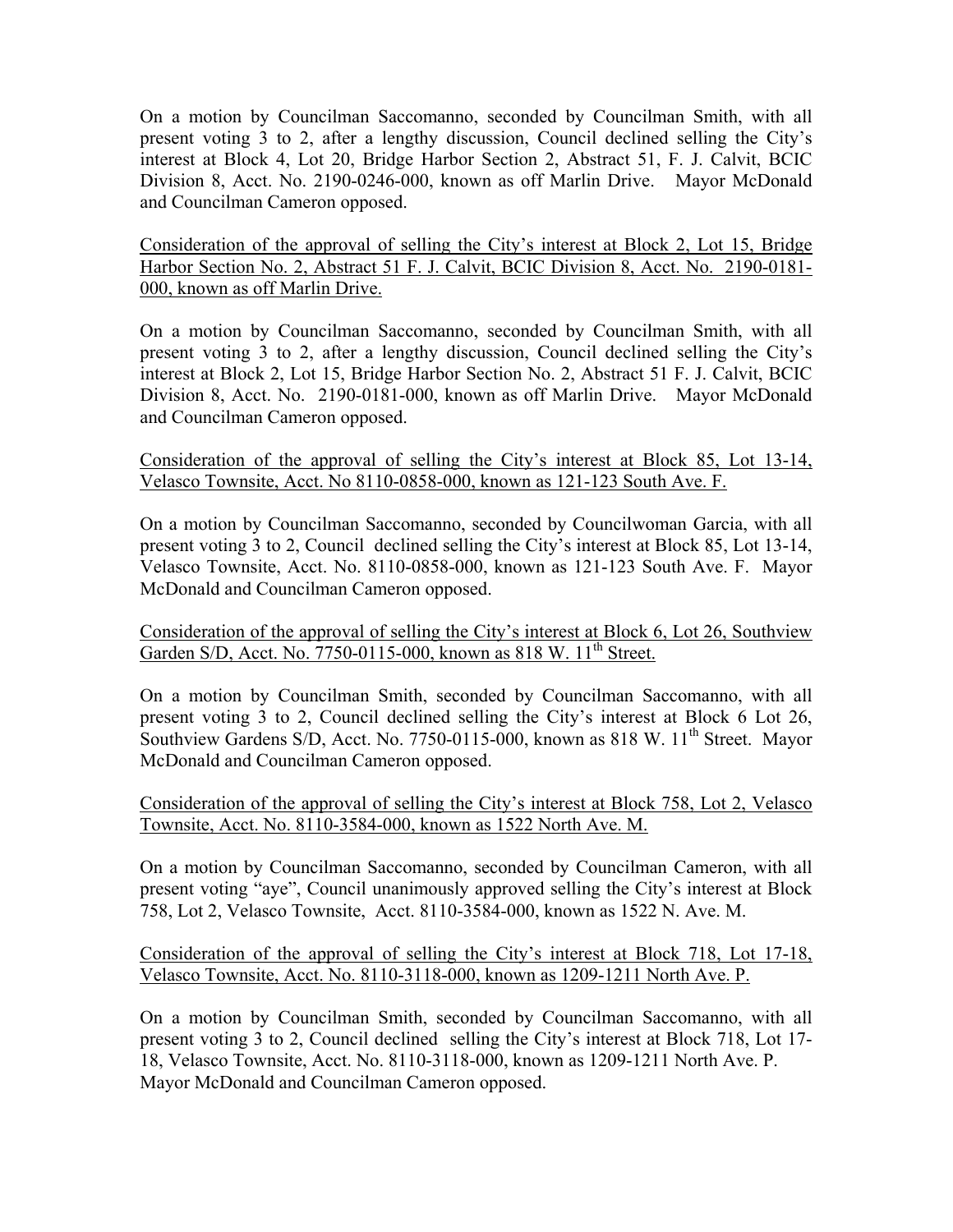On a motion by Councilman Saccomanno, seconded by Councilman Smith, with all present voting 3 to 2, after a lengthy discussion, Council declined selling the City's interest at Block 4, Lot 20, Bridge Harbor Section 2, Abstract 51, F. J. Calvit, BCIC Division 8, Acct. No. 2190-0246-000, known as off Marlin Drive. Mayor McDonald and Councilman Cameron opposed.

<u>Consideration of the approval of selling the City's interest at Block 2, Lot 15, Bridge Harbor Section No. 2, Abstract 51 F. J. Calvit, BCIC Division 8, Acct. No. 2190-0181-000, known as off Marlin Drive.</u>

On a motion by Councilman Saccomanno, seconded by Councilman Smith, with all present voting 3 to 2, after a lengthy discussion, Council declined selling the City's interest at Block 2, Lot 15, Bridge Harbor Section No. 2, Abstract 51 F. J. Calvit, BCIC Division 8, Acct. No. 2190-0181-000, known as off Marlin Drive. Mayor McDonald and Councilman Cameron opposed.

<u>Consideration of the approval of selling the City's interest at Block 85, Lot 13-14, Velasco Townsite, Acct. No 8110-0858-000, known as 121-123 South Ave. F.</u>

On a motion by Councilman Saccomanno, seconded by Councilwoman Garcia, with all present voting 3 to 2, Council declined selling the City's interest at Block 85, Lot 13-14, Velasco Townsite, Acct. No. 8110-0858-000, known as 121-123 South Ave. F. Mayor McDonald and Councilman Cameron opposed.

<u>Consideration of the approval of selling the City's interest at Block 6, Lot 26, Southview Garden S/D, Acct. No. 7750-0115-000, known as 818 W. 11th Street.</u>

On a motion by Councilman Smith, seconded by Councilman Saccomanno, with all present voting 3 to 2, Council declined selling the City's interest at Block 6 Lot 26, Southview Gardens S/D, Acct. No. 7750-0115-000, known as 818 W. 11th Street. Mayor McDonald and Councilman Cameron opposed.

<u>Consideration of the approval of selling the City's interest at Block 758, Lot 2, Velasco Townsite, Acct. No. 8110-3584-000, known as 1522 North Ave. M.</u>

On a motion by Councilman Saccomanno, seconded by Councilman Cameron, with all present voting "aye", Council unanimously approved selling the City's interest at Block 758, Lot 2, Velasco Townsite, Acct. 8110-3584-000, known as 1522 N. Ave. M.

<u>Consideration of the approval of selling the City's interest at Block 718, Lot 17-18, Velasco Townsite, Acct. No. 8110-3118-000, known as 1209-1211 North Ave. P.</u>

On a motion by Councilman Smith, seconded by Councilman Saccomanno, with all present voting 3 to 2, Council declined selling the City's interest at Block 718, Lot 17-18, Velasco Townsite, Acct. No. 8110-3118-000, known as 1209-1211 North Ave. P. Mayor McDonald and Councilman Cameron opposed.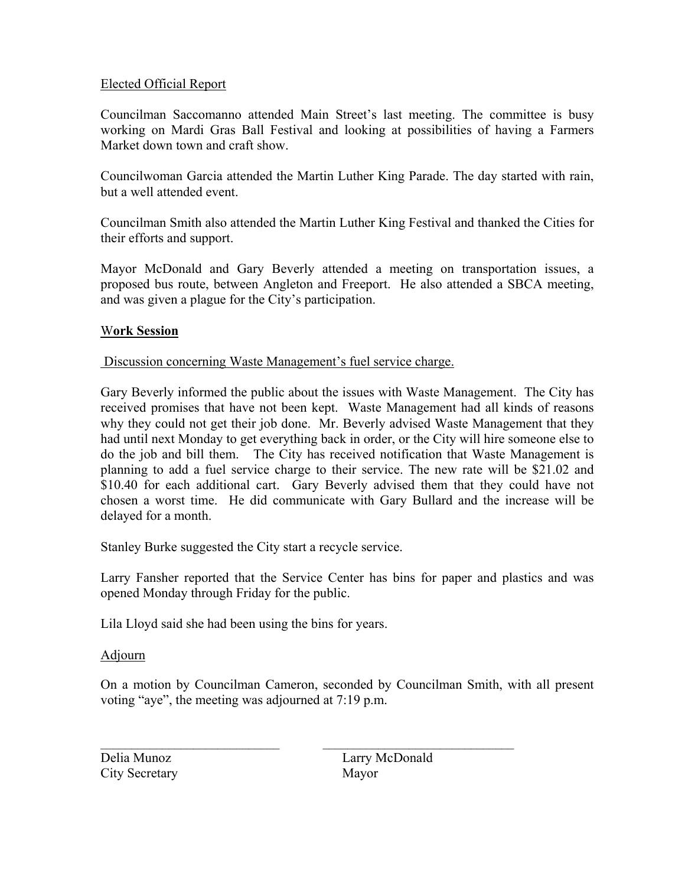Elected Official Report

Councilman Saccomanno attended Main Street's last meeting. The committee is busy working on Mardi Gras Ball Festival and looking at possibilities of having a Farmers Market down town and craft show.

Councilwoman Garcia attended the Martin Luther King Parade. The day started with rain, but a well attended event.

Councilman Smith also attended the Martin Luther King Festival and thanked the Cities for their efforts and support.

Mayor McDonald and Gary Beverly attended a meeting on transportation issues, a proposed bus route, between Angleton and Freeport. He also attended a SBCA meeting, and was given a plague for the City's participation.

**Work Session**

Discussion concerning Waste Management's fuel service charge.

Gary Beverly informed the public about the issues with Waste Management. The City has received promises that have not been kept. Waste Management had all kinds of reasons why they could not get their job done. Mr. Beverly advised Waste Management that they had until next Monday to get everything back in order, or the City will hire someone else to do the job and bill them. The City has received notification that Waste Management is planning to add a fuel service charge to their service. The new rate will be $21.02 and $10.40 for each additional cart. Gary Beverly advised them that they could have not chosen a worst time. He did communicate with Gary Bullard and the increase will be delayed for a month.

Stanley Burke suggested the City start a recycle service.

Larry Fansher reported that the Service Center has bins for paper and plastics and was opened Monday through Friday for the public.

Lila Lloyd said she had been using the bins for years.

Adjourn

On a motion by Councilman Cameron, seconded by Councilman Smith, with all present voting "aye", the meeting was adjourned at 7:19 p.m.

\_\_\_\_\_\_\_\_\_\_\_\_\_\_\_\_\_\_\_\_\_\_\_\_\_\_\_\_ \_\_\_\_\_\_\_\_\_\_\_\_\_\_\_\_\_\_\_\_\_\_\_\_\_\_\_\_\_\_

Delia Munoz
City Secretary

Larry McDonald
Mayor